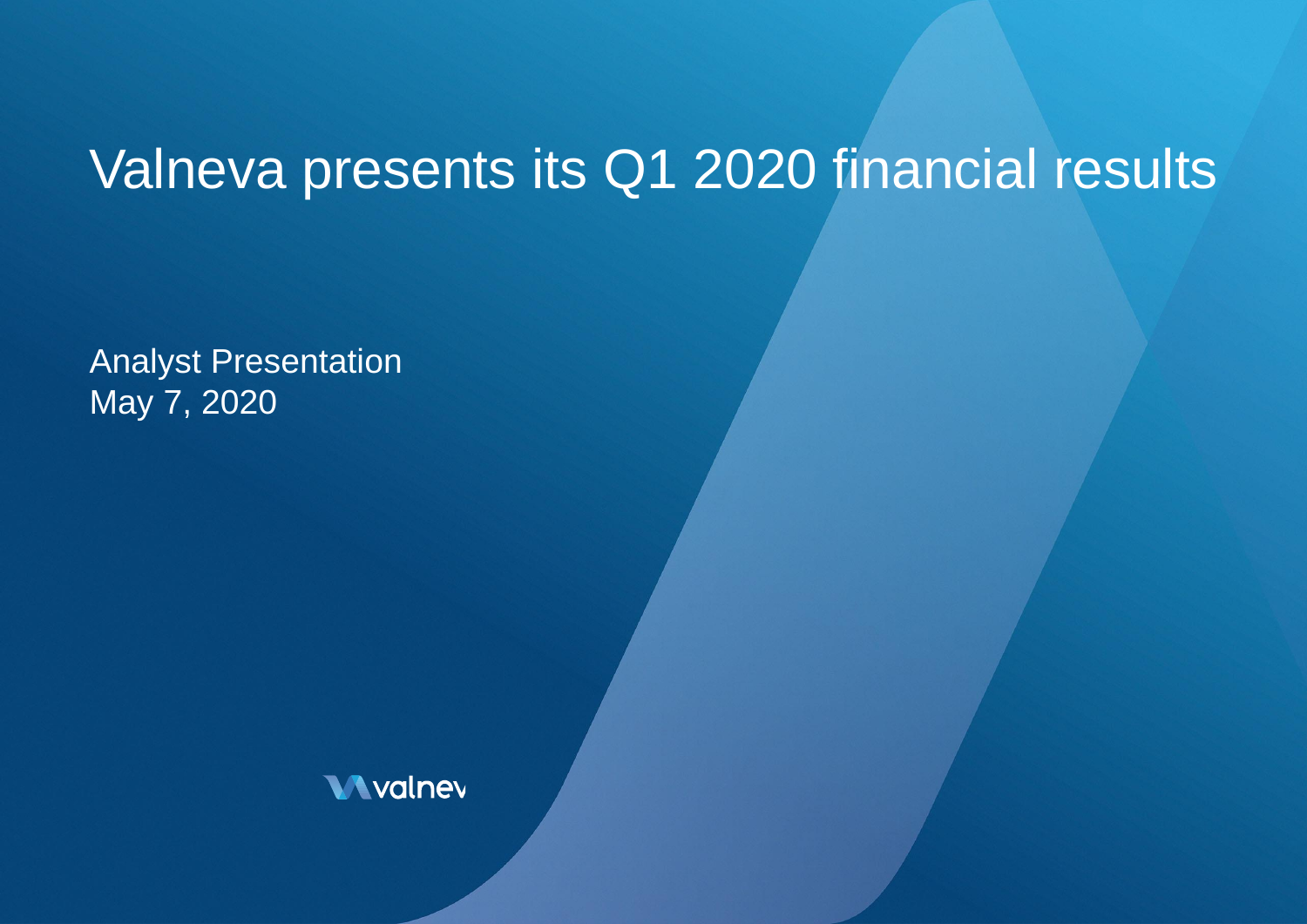# Valneva presents its Q1 2020 financial results

Analyst Presentation
May 7, 2020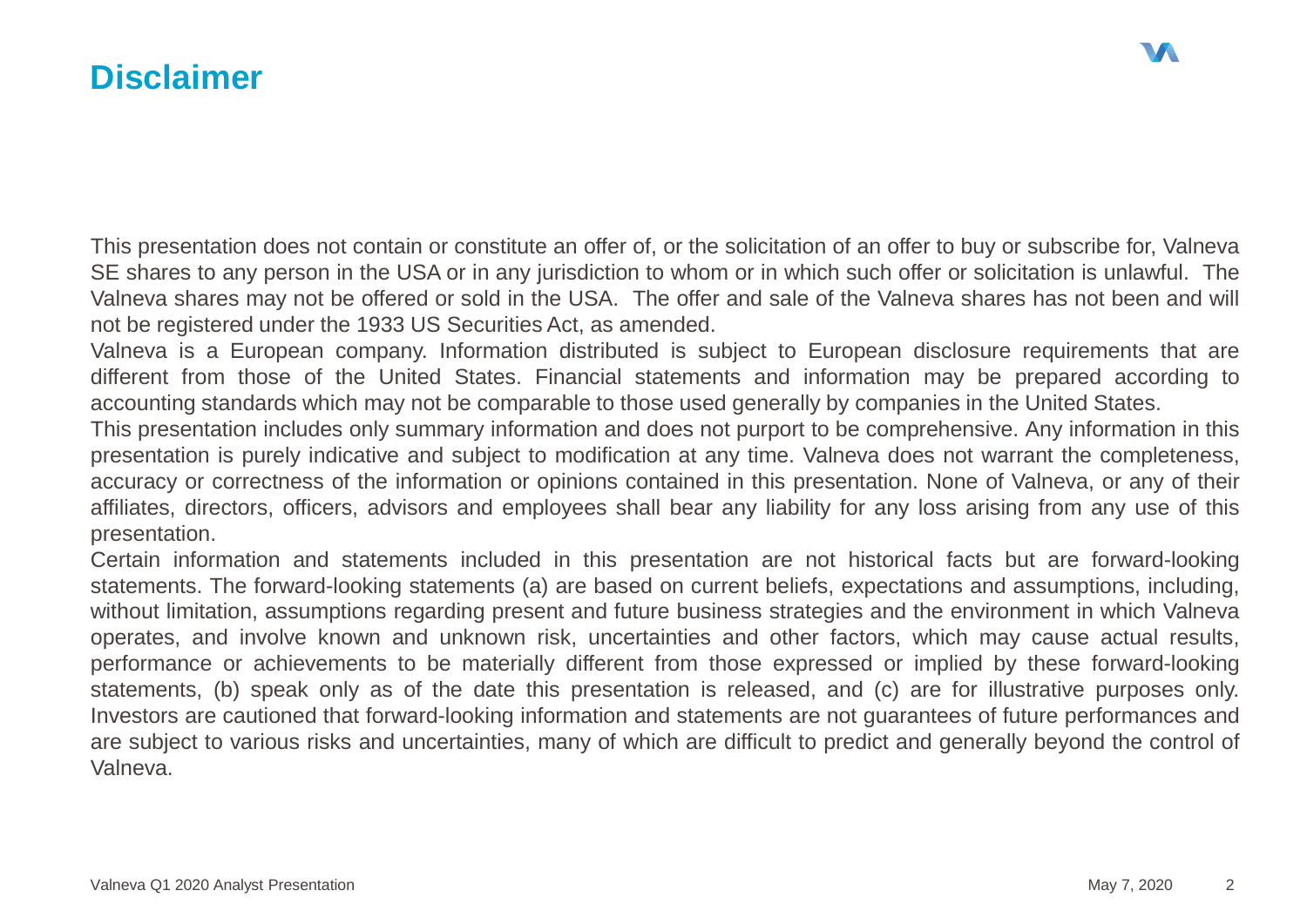# Disclaimer

This presentation does not contain or constitute an offer of, or the solicitation of an offer to buy or subscribe for, Valneva SE shares to any person in the USA or in any jurisdiction to whom or in which such offer or solicitation is unlawful. The Valneva shares may not be offered or sold in the USA. The offer and sale of the Valneva shares has not been and will not be registered under the 1933 US Securities Act, as amended.

Valneva is a European company. Information distributed is subject to European disclosure requirements that are different from those of the United States. Financial statements and information may be prepared according to accounting standards which may not be comparable to those used generally by companies in the United States.

This presentation includes only summary information and does not purport to be comprehensive. Any information in this presentation is purely indicative and subject to modification at any time. Valneva does not warrant the completeness, accuracy or correctness of the information or opinions contained in this presentation. None of Valneva, or any of their affiliates, directors, officers, advisors and employees shall bear any liability for any loss arising from any use of this presentation.

Certain information and statements included in this presentation are not historical facts but are forward-looking statements. The forward-looking statements (a) are based on current beliefs, expectations and assumptions, including, without limitation, assumptions regarding present and future business strategies and the environment in which Valneva operates, and involve known and unknown risk, uncertainties and other factors, which may cause actual results, performance or achievements to be materially different from those expressed or implied by these forward-looking statements, (b) speak only as of the date this presentation is released, and (c) are for illustrative purposes only. Investors are cautioned that forward-looking information and statements are not guarantees of future performances and are subject to various risks and uncertainties, many of which are difficult to predict and generally beyond the control of Valneva.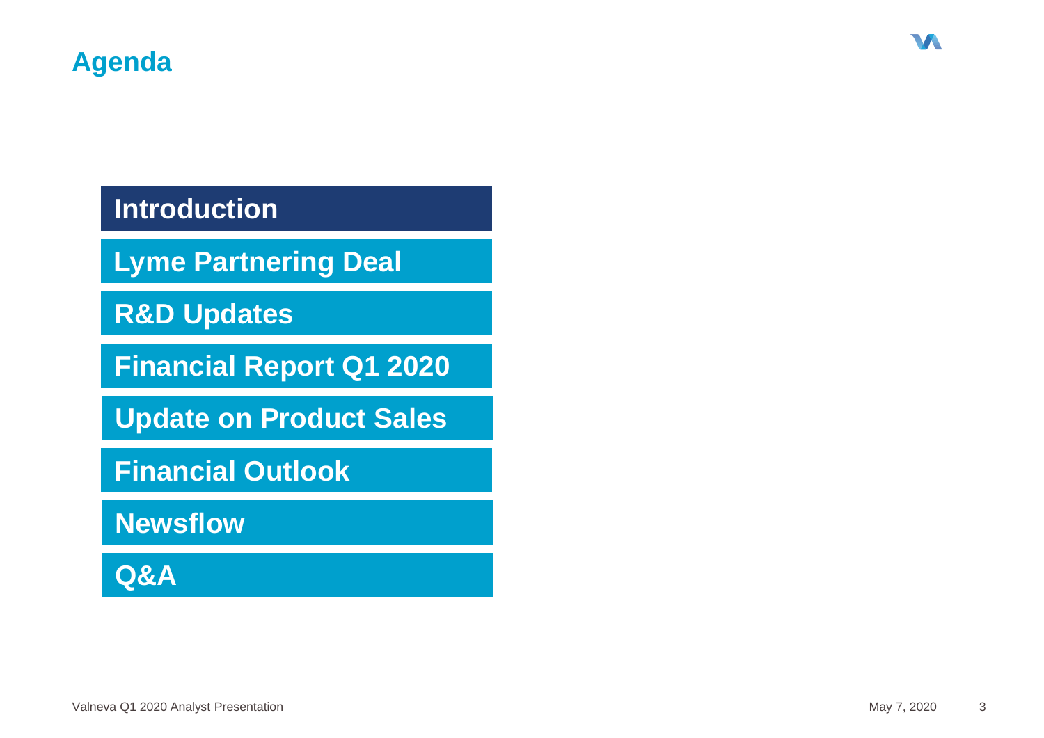# Agenda

- Introduction
- Lyme Partnering Deal
- R&D Updates
- Financial Report Q1 2020
- Update on Product Sales
- Financial Outlook
- Newsflow
- Q&A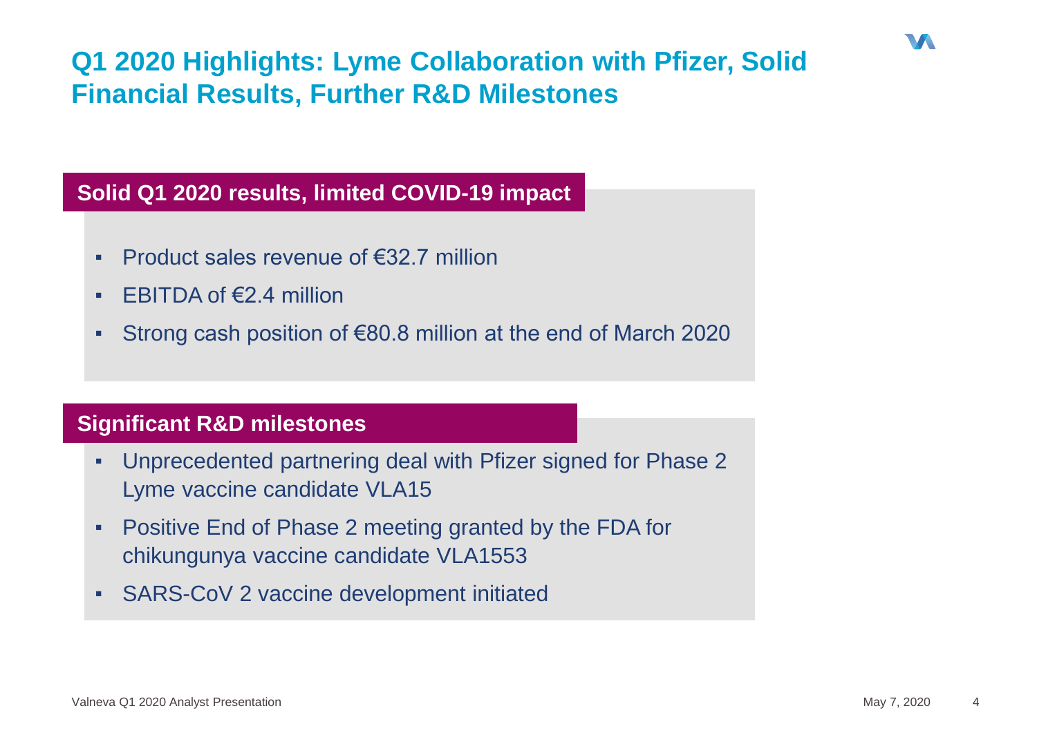# Q1 2020 Highlights: Lyme Collaboration with Pfizer, Solid Financial Results, Further R&D Milestones

## Solid Q1 2020 results, limited COVID-19 impact

- Product sales revenue of €32.7 million
- EBITDA of €2.4 million
- Strong cash position of €80.8 million at the end of March 2020

## Significant R&D milestones

- Unprecedented partnering deal with Pfizer signed for Phase 2 Lyme vaccine candidate VLA15
- Positive End of Phase 2 meeting granted by the FDA for chikungunya vaccine candidate VLA1553
- SARS-CoV 2 vaccine development initiated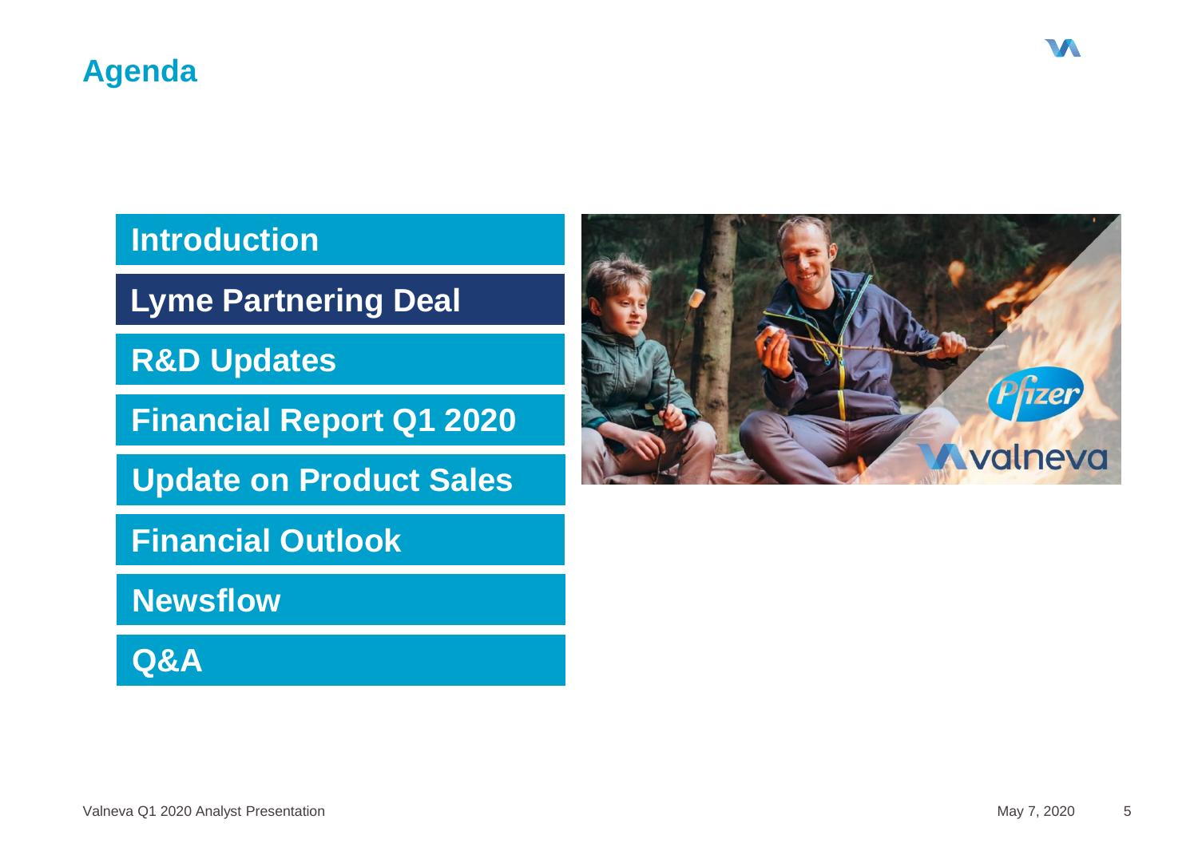# Agenda

- Introduction
- **Lyme Partnering Deal**
- R&D Updates
- Financial Report Q1 2020
- Update on Product Sales
- Financial Outlook
- Newsflow
- Q&A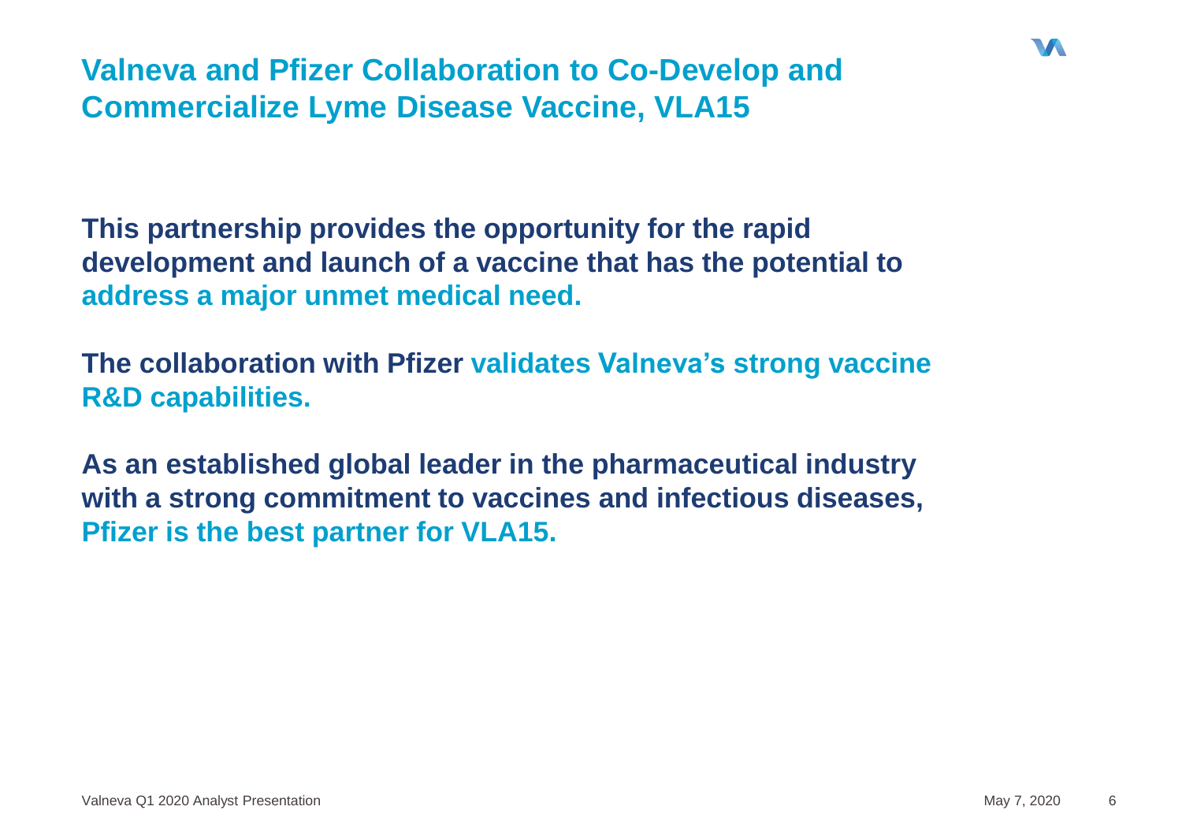# Valneva and Pfizer Collaboration to Co-Develop and Commercialize Lyme Disease Vaccine, VLA15

**This partnership provides the opportunity for the rapid development and launch of a vaccine that has the potential to address a major unmet medical need.**

**The collaboration with Pfizer validates Valneva's strong vaccine R&D capabilities.**

**As an established global leader in the pharmaceutical industry with a strong commitment to vaccines and infectious diseases, Pfizer is the best partner for VLA15.**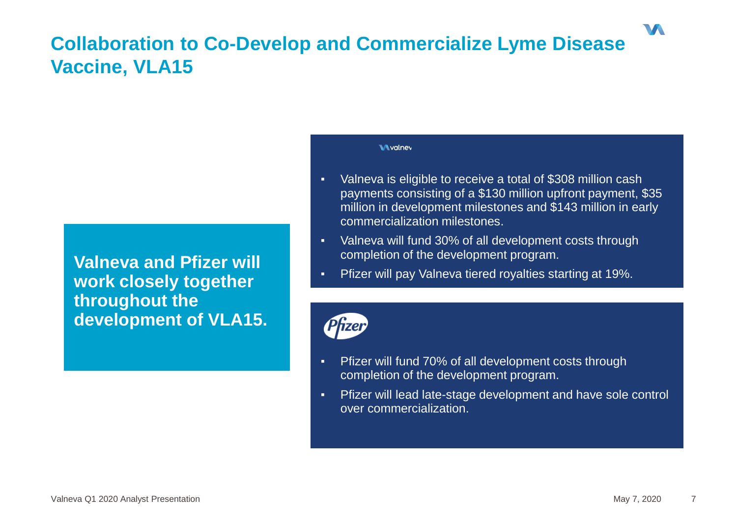# Collaboration to Co-Develop and Commercialize Lyme Disease Vaccine, VLA15

**Valneva and Pfizer will work closely together throughout the development of VLA15.**

**Valneva**

- Valneva is eligible to receive a total of $308 million cash payments consisting of a $130 million upfront payment, $35 million in development milestones and $143 million in early commercialization milestones.
- Valneva will fund 30% of all development costs through completion of the development program.
- Pfizer will pay Valneva tiered royalties starting at 19%.

**Pfizer**

- Pfizer will fund 70% of all development costs through completion of the development program.
- Pfizer will lead late-stage development and have sole control over commercialization.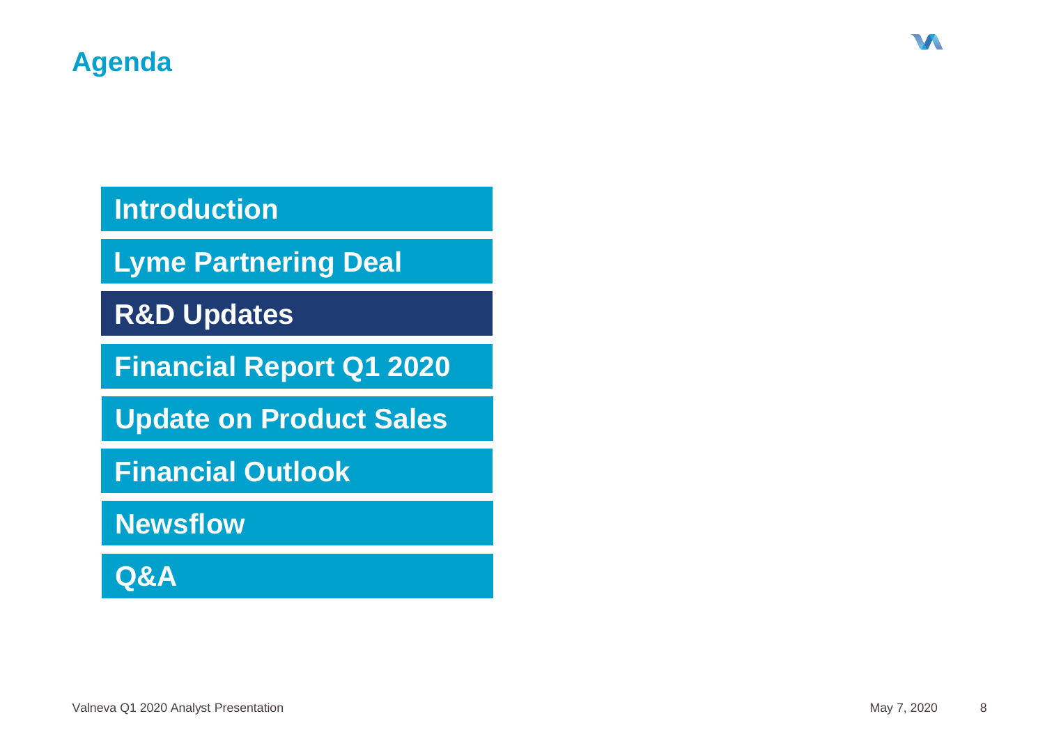## Agenda

- Introduction
- Lyme Partnering Deal
- **R&D Updates**
- Financial Report Q1 2020
- Update on Product Sales
- Financial Outlook
- Newsflow
- Q&A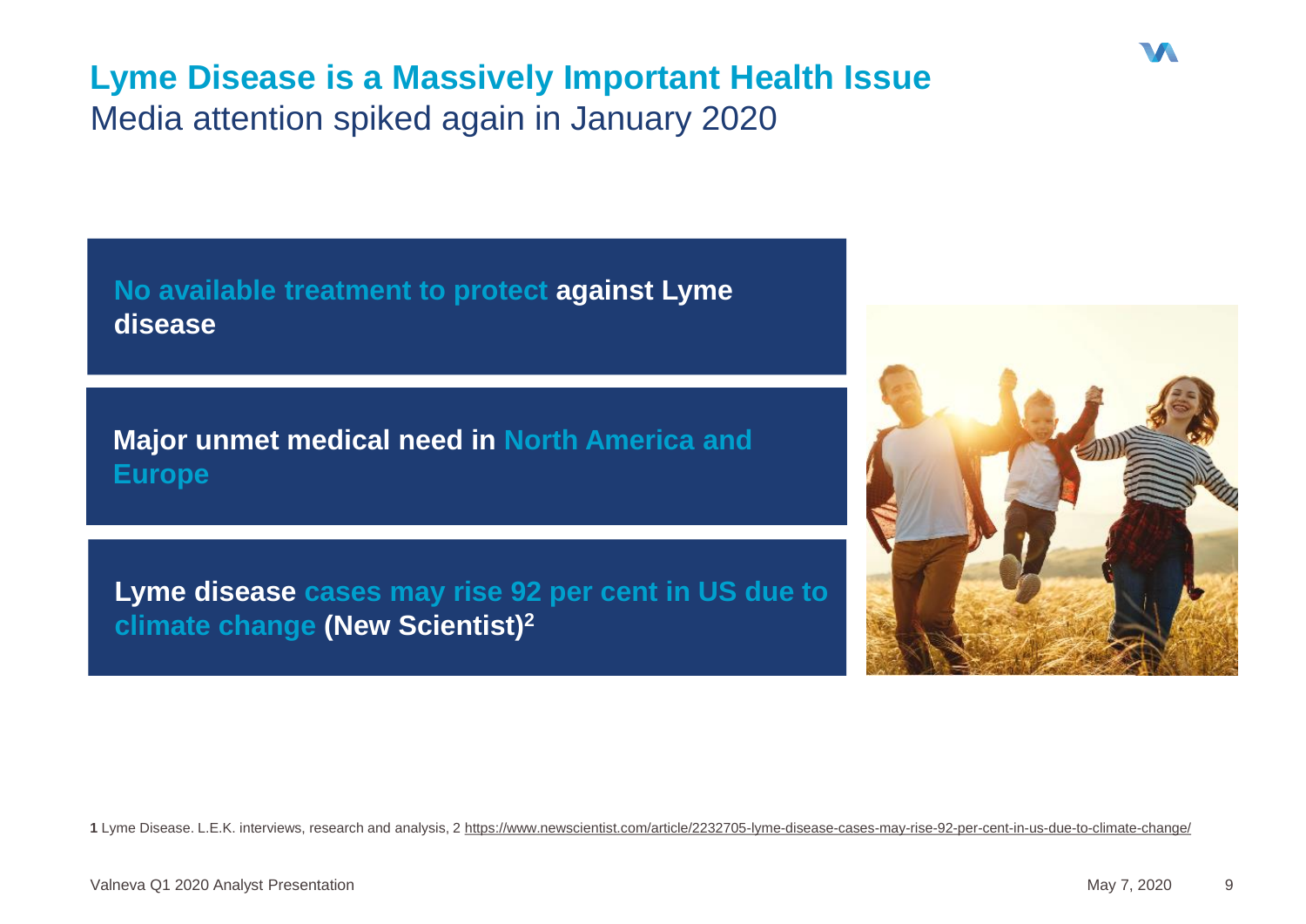# Lyme Disease is a Massively Important Health Issue

## Media attention spiked again in January 2020

**No available treatment to protect against Lyme disease**

**Major unmet medical need in North America and Europe**

**Lyme disease cases may rise 92 per cent in US due to climate change (New Scientist)[2]**

**1** Lyme Disease. L.E.K. interviews, research and analysis, 2 https://www.newscientist.com/article/2232705-lyme-disease-cases-may-rise-92-per-cent-in-us-due-to-climate-change/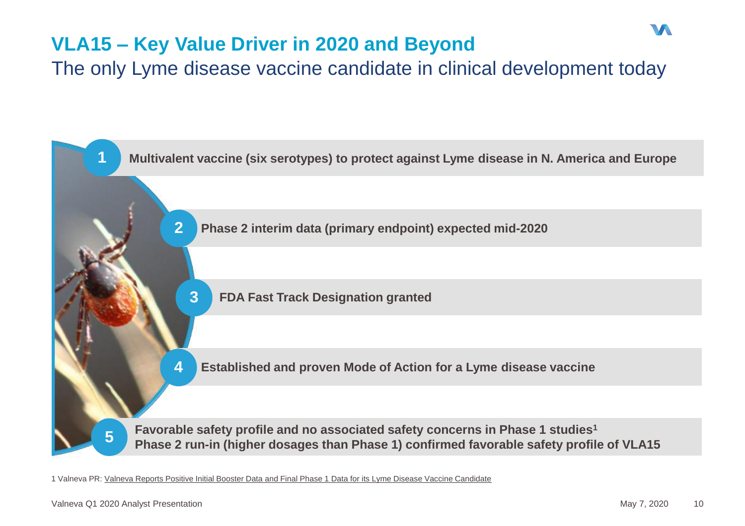# VLA15 – Key Value Driver in 2020 and Beyond

## The only Lyme disease vaccine candidate in clinical development today

1. **Multivalent vaccine (six serotypes) to protect against Lyme disease in N. America and Europe**
2. **Phase 2 interim data (primary endpoint) expected mid-2020**
3. **FDA Fast Track Designation granted**
4. **Established and proven Mode of Action for a Lyme disease vaccine**
5. **Favorable safety profile and no associated safety concerns in Phase 1 studies[1]**
   **Phase 2 run-in (higher dosages than Phase 1) confirmed favorable safety profile of VLA15**

1 Valneva PR: Valneva Reports Positive Initial Booster Data and Final Phase 1 Data for its Lyme Disease Vaccine Candidate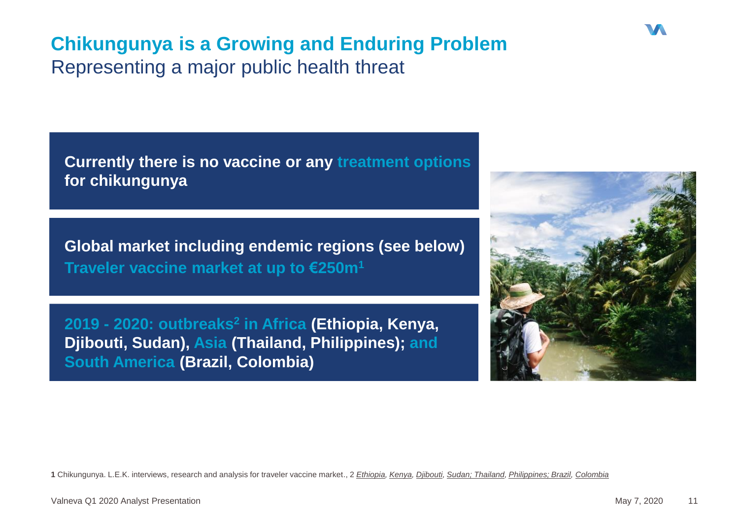# Chikungunya is a Growing and Enduring Problem

## Representing a major public health threat

**Currently there is no vaccine or any treatment options for chikungunya**

**Global market including endemic regions (see below)**
**Traveler vaccine market at up to €250m[1]**

**2019 - 2020: outbreaks[2] in Africa (Ethiopia, Kenya, Djibouti, Sudan), Asia (Thailand, Philippines); and South America (Brazil, Colombia)**

**1** Chikungunya. L.E.K. interviews, research and analysis for traveler vaccine market., 2 *Ethiopia, Kenya, Djibouti, Sudan; Thailand, Philippines; Brazil, Colombia*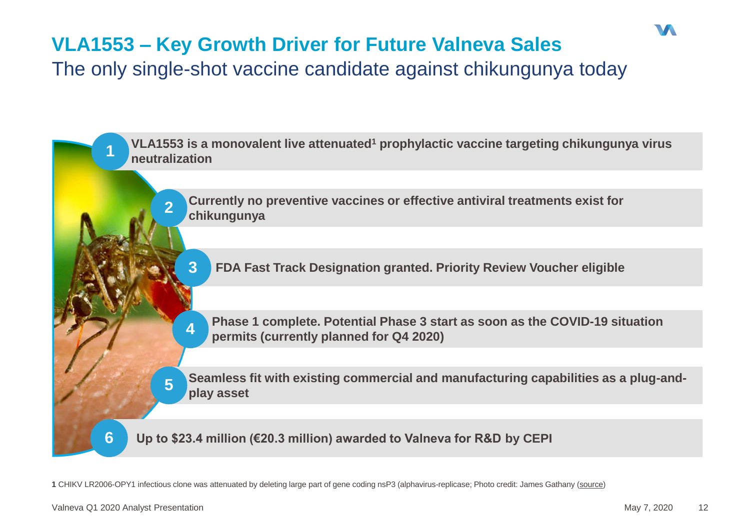# VLA1553 – Key Growth Driver for Future Valneva Sales

## The only single-shot vaccine candidate against chikungunya today

1. **VLA1553 is a monovalent live attenuated[1] prophylactic vaccine targeting chikungunya virus neutralization**
2. **Currently no preventive vaccines or effective antiviral treatments exist for chikungunya**
3. **FDA Fast Track Designation granted. Priority Review Voucher eligible**
4. **Phase 1 complete. Potential Phase 3 start as soon as the COVID-19 situation permits (currently planned for Q4 2020)**
5. **Seamless fit with existing commercial and manufacturing capabilities as a plug-and-play asset**
6. **Up to $23.4 million (€20.3 million) awarded to Valneva for R&D by CEPI**

**1** CHIKV LR2006-OPY1 infectious clone was attenuated by deleting large part of gene coding nsP3 (alphavirus-replicase; Photo credit: James Gathany (source)

Valneva Q1 2020 Analyst Presentation — May 7, 2020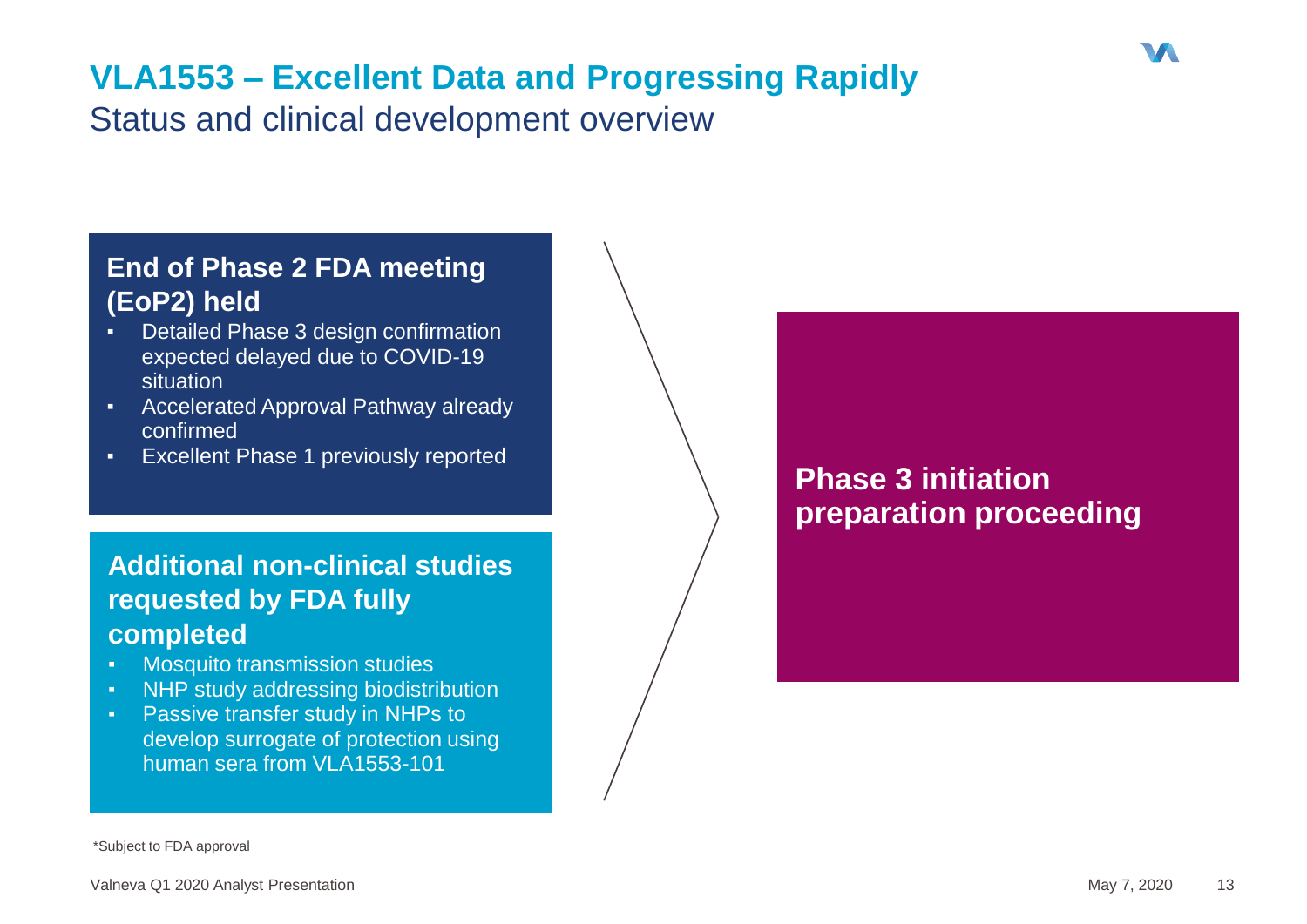# VLA1553 – Excellent Data and Progressing Rapidly

## Status and clinical development overview

### End of Phase 2 FDA meeting (EoP2) held

- Detailed Phase 3 design confirmation expected delayed due to COVID-19 situation
- Accelerated Approval Pathway already confirmed
- Excellent Phase 1 previously reported

### Additional non-clinical studies requested by FDA fully completed

- Mosquito transmission studies
- NHP study addressing biodistribution
- Passive transfer study in NHPs to develop surrogate of protection using human sera from VLA1553-101

### Phase 3 initiation preparation proceeding

*Subject to FDA approval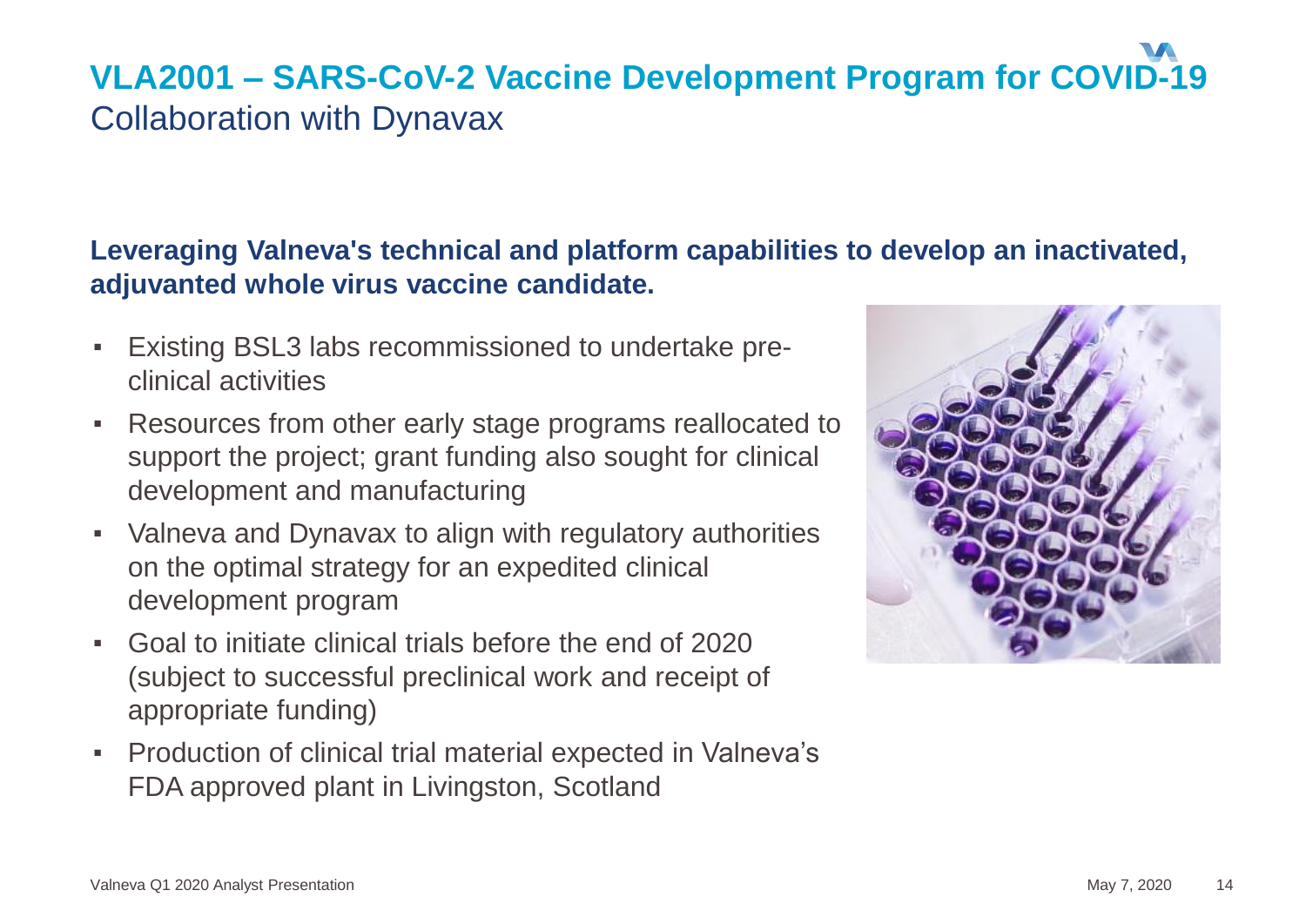# VLA2001 – SARS-CoV-2 Vaccine Development Program for COVID-19

## Collaboration with Dynavax

**Leveraging Valneva's technical and platform capabilities to develop an inactivated, adjuvanted whole virus vaccine candidate.**

- Existing BSL3 labs recommissioned to undertake pre-clinical activities
- Resources from other early stage programs reallocated to support the project; grant funding also sought for clinical development and manufacturing
- Valneva and Dynavax to align with regulatory authorities on the optimal strategy for an expedited clinical development program
- Goal to initiate clinical trials before the end of 2020 (subject to successful preclinical work and receipt of appropriate funding)
- Production of clinical trial material expected in Valneva's FDA approved plant in Livingston, Scotland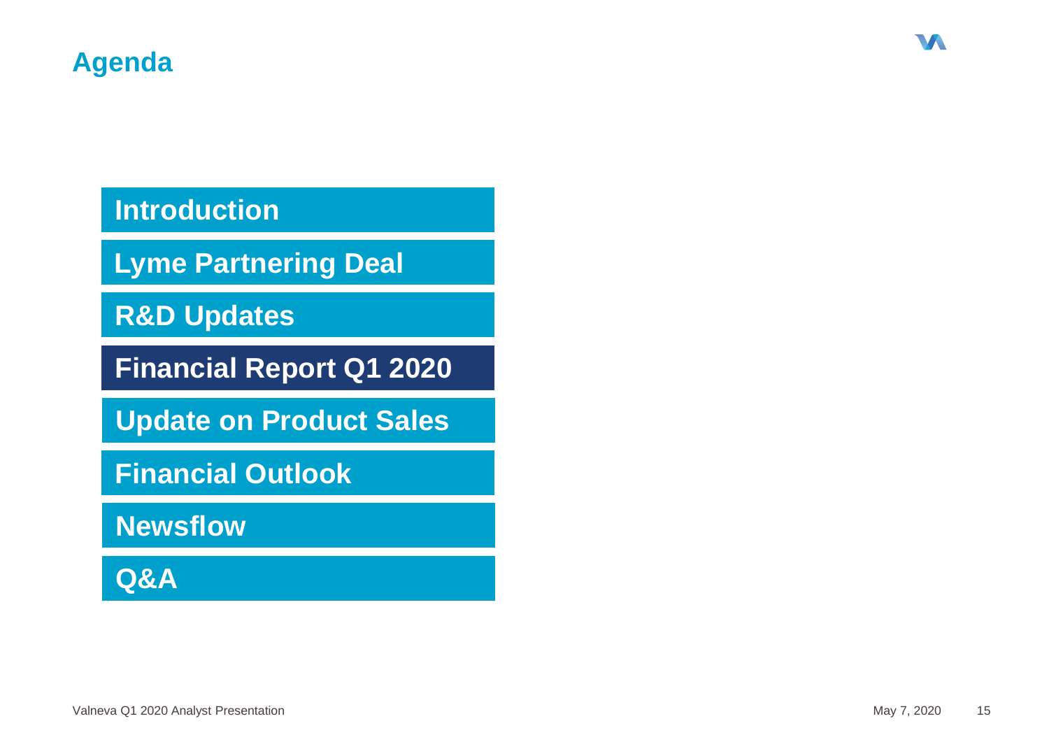# Agenda

- Introduction
- Lyme Partnering Deal
- R&D Updates
- **Financial Report Q1 2020**
- Update on Product Sales
- Financial Outlook
- Newsflow
- Q&A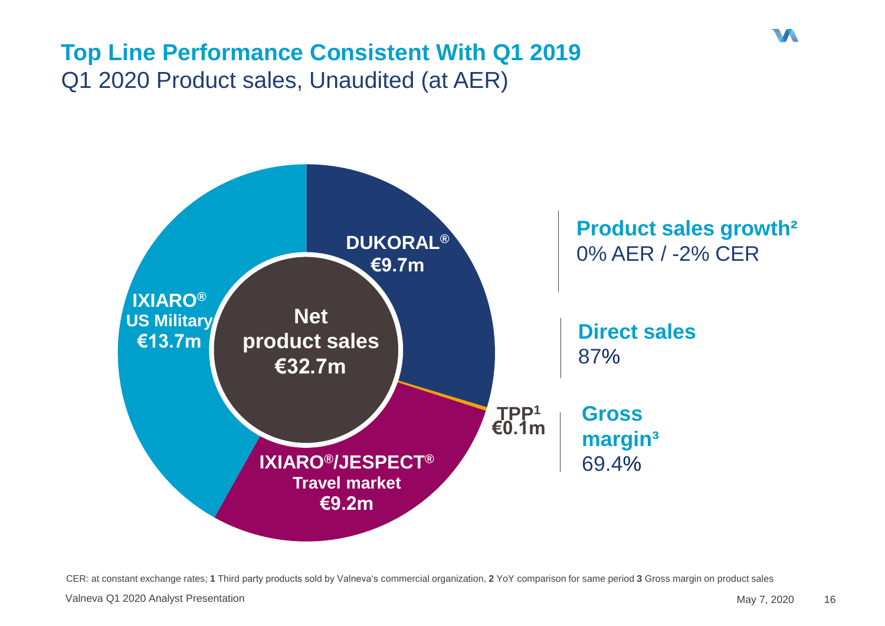# Top Line Performance Consistent With Q1 2019

## Q1 2020 Product sales, Unaudited (at AER)

**Net product sales €32.7m**

- **DUKORAL®** €9.7m
- **IXIARO® US Military** €13.7m
- **IXIARO®/JESPECT® Travel market** €9.2m
- **TPP[1]** €0.1m

**Product sales growth[2]**
0% AER / -2% CER

**Direct sales**
87%

**Gross margin[3]**
69.4%

CER: at constant exchange rates; **1** Third party products sold by Valneva's commercial organization, **2** YoY comparison for same period **3** Gross margin on product sales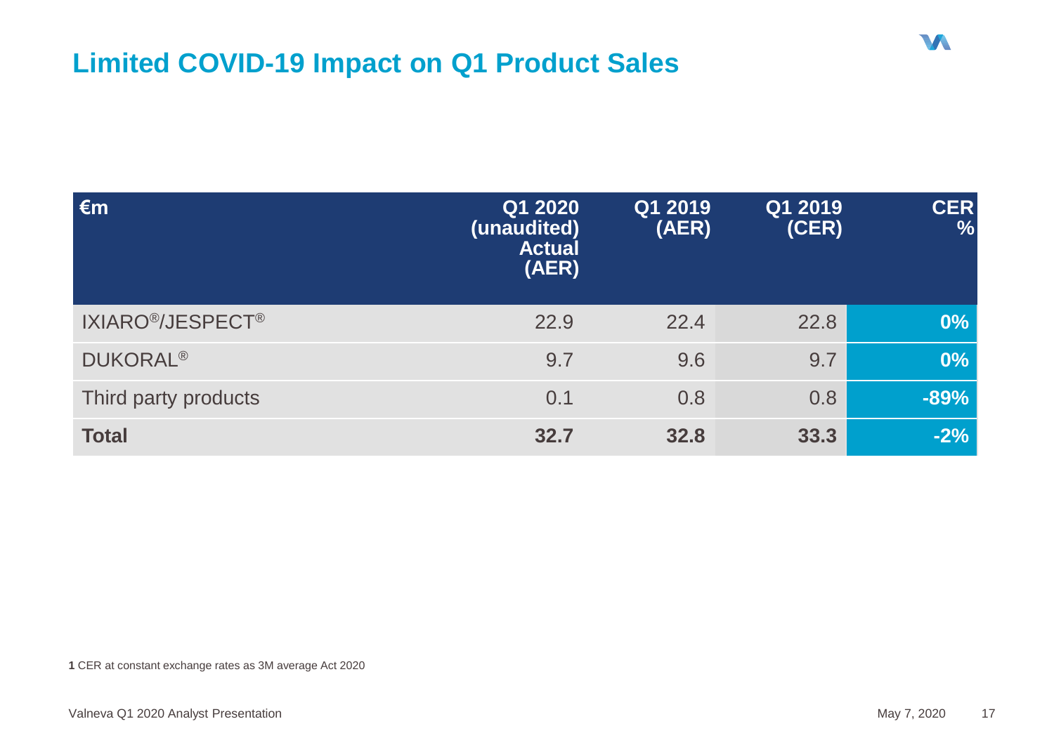# Limited COVID-19 Impact on Q1 Product Sales

| €m | Q1 2020 (unaudited) Actual (AER) | Q1 2019 (AER) | Q1 2019 (CER) | CER % |
|---|---|---|---|---|
| IXIARO®/JESPECT® | 22.9 | 22.4 | 22.8 | 0% |
| DUKORAL® | 9.7 | 9.6 | 9.7 | 0% |
| Third party products | 0.1 | 0.8 | 0.8 | -89% |
| **Total** | **32.7** | **32.8** | **33.3** | **-2%** |

**1** CER at constant exchange rates as 3M average Act 2020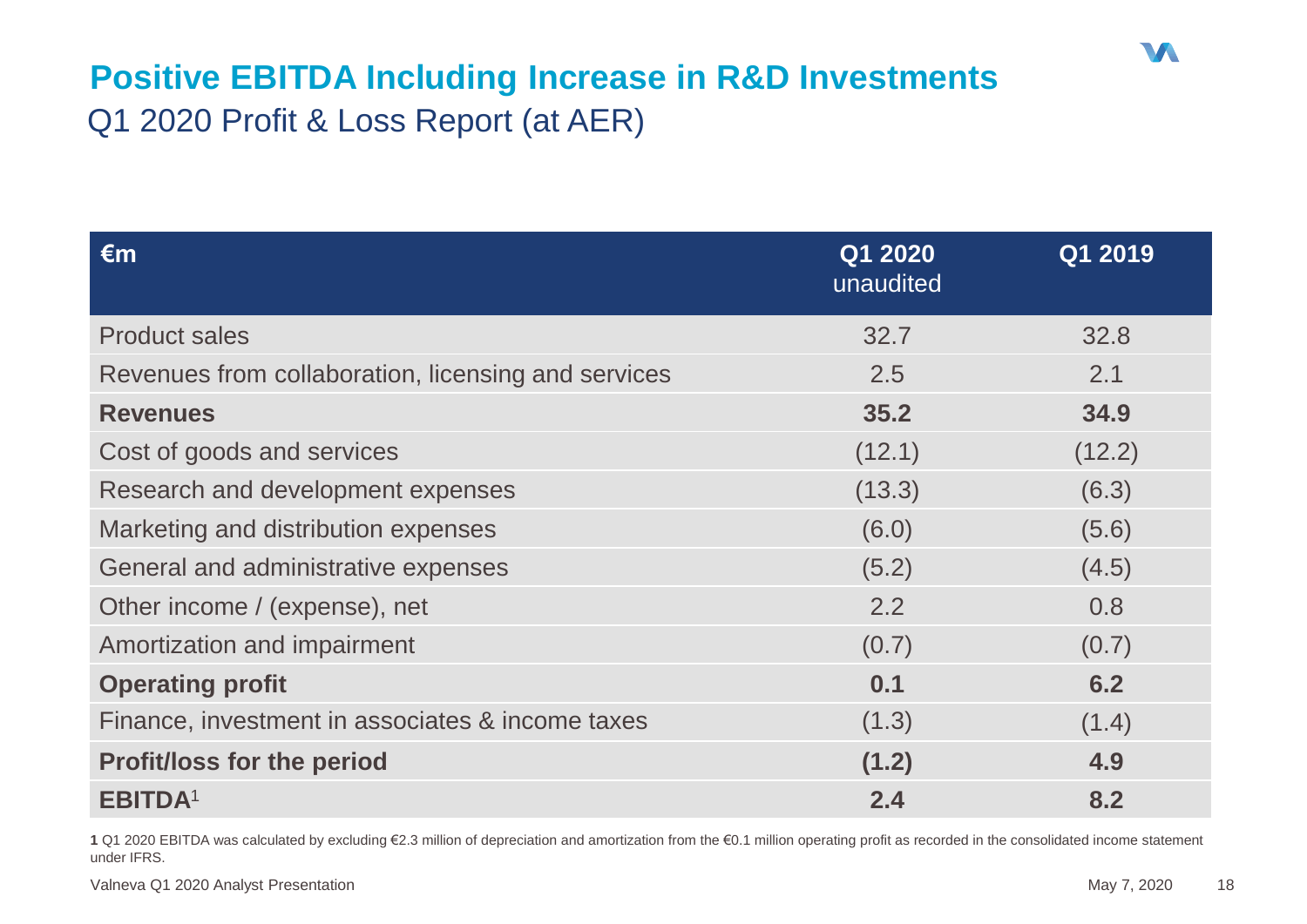# Positive EBITDA Including Increase in R&D Investments

## Q1 2020 Profit & Loss Report (at AER)

| €m | Q1 2020 unaudited | Q1 2019 |
|---|---|---|
| Product sales | 32.7 | 32.8 |
| Revenues from collaboration, licensing and services | 2.5 | 2.1 |
| **Revenues** | **35.2** | **34.9** |
| Cost of goods and services | (12.1) | (12.2) |
| Research and development expenses | (13.3) | (6.3) |
| Marketing and distribution expenses | (6.0) | (5.6) |
| General and administrative expenses | (5.2) | (4.5) |
| Other income / (expense), net | 2.2 | 0.8 |
| Amortization and impairment | (0.7) | (0.7) |
| **Operating profit** | **0.1** | **6.2** |
| Finance, investment in associates & income taxes | (1.3) | (1.4) |
| **Profit/loss for the period** | **(1.2)** | **4.9** |
| **EBITDA**[1] | **2.4** | **8.2** |

**1** Q1 2020 EBITDA was calculated by excluding €2.3 million of depreciation and amortization from the €0.1 million operating profit as recorded in the consolidated income statement under IFRS.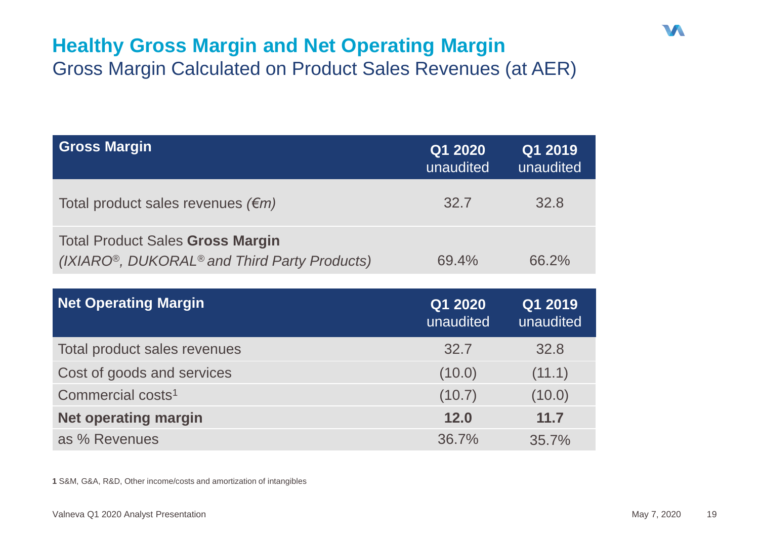# Healthy Gross Margin and Net Operating Margin

## Gross Margin Calculated on Product Sales Revenues (at AER)

| **Gross Margin** | **Q1 2020** unaudited | **Q1 2019** unaudited |
|---|---|---|
| Total product sales revenues *(€m)* | 32.7 | 32.8 |
| Total Product Sales **Gross Margin** *(IXIARO®, DUKORAL® and Third Party Products)* | 69.4% | 66.2% |

| **Net Operating Margin** | **Q1 2020** unaudited | **Q1 2019** unaudited |
|---|---|---|
| Total product sales revenues | 32.7 | 32.8 |
| Cost of goods and services | (10.0) | (11.1) |
| Commercial costs[1] | (10.7) | (10.0) |
| **Net operating margin** | **12.0** | **11.7** |
| as % Revenues | 36.7% | 35.7% |

**1** S&M, G&A, R&D, Other income/costs and amortization of intangibles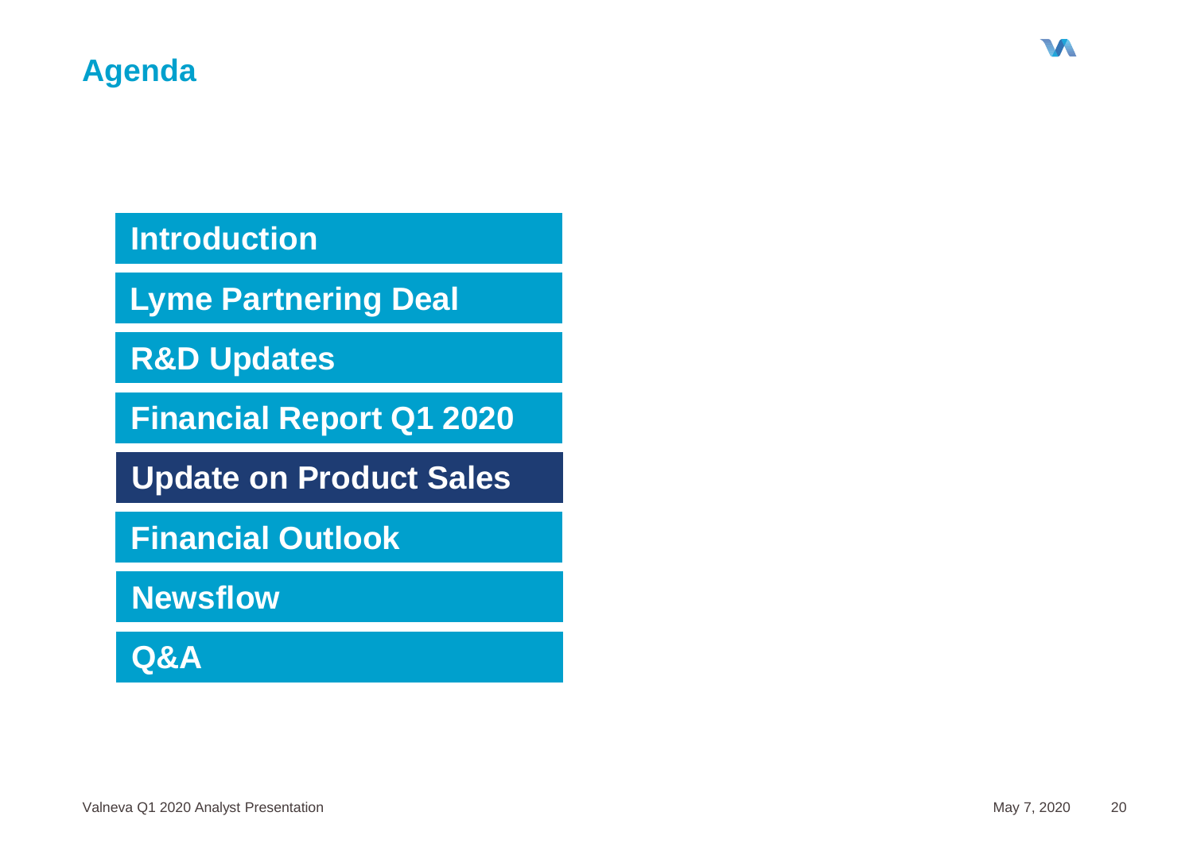# Agenda

- Introduction
- Lyme Partnering Deal
- R&D Updates
- Financial Report Q1 2020
- **Update on Product Sales**
- Financial Outlook
- Newsflow
- Q&A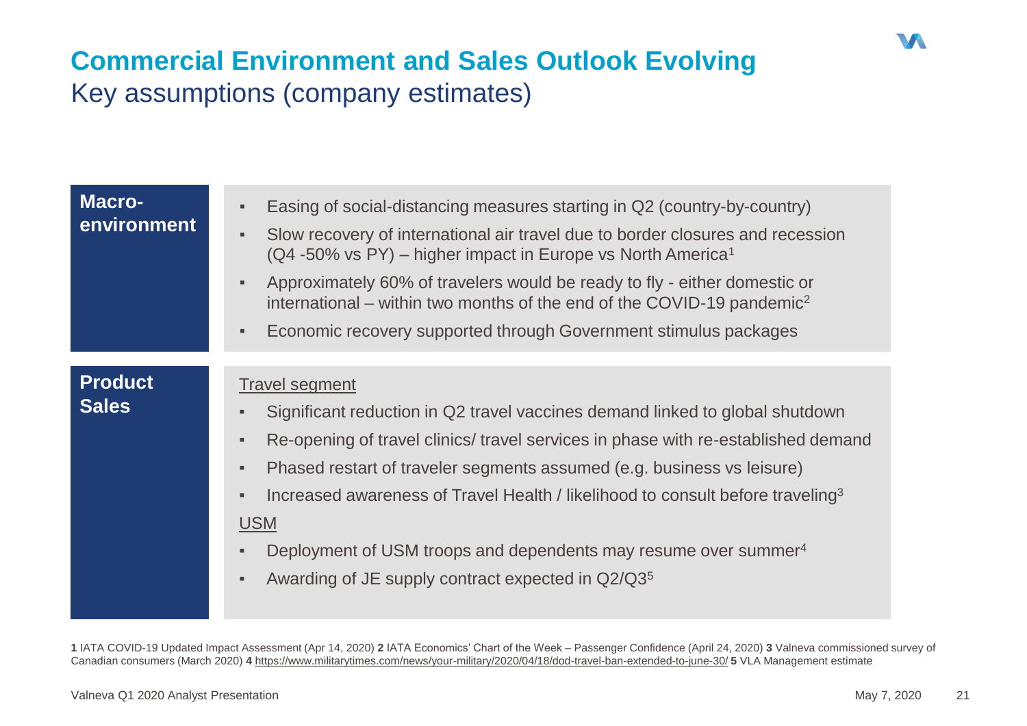# Commercial Environment and Sales Outlook Evolving

## Key assumptions (company estimates)

**Macro-environment**

- Easing of social-distancing measures starting in Q2 (country-by-country)
- Slow recovery of international air travel due to border closures and recession (Q4 -50% vs PY) – higher impact in Europe vs North America[1]
- Approximately 60% of travelers would be ready to fly - either domestic or international – within two months of the end of the COVID-19 pandemic[2]
- Economic recovery supported through Government stimulus packages

**Product Sales**

Travel segment

- Significant reduction in Q2 travel vaccines demand linked to global shutdown
- Re-opening of travel clinics/ travel services in phase with re-established demand
- Phased restart of traveler segments assumed (e.g. business vs leisure)
- Increased awareness of Travel Health / likelihood to consult before traveling[3]

USM

- Deployment of USM troops and dependents may resume over summer[4]
- Awarding of JE supply contract expected in Q2/Q3[5]

**1** IATA COVID-19 Updated Impact Assessment (Apr 14, 2020) **2** IATA Economics' Chart of the Week – Passenger Confidence (April 24, 2020) **3** Valneva commissioned survey of Canadian consumers (March 2020) **4** https://www.militarytimes.com/news/your-military/2020/04/18/dod-travel-ban-extended-to-june-30/ **5** VLA Management estimate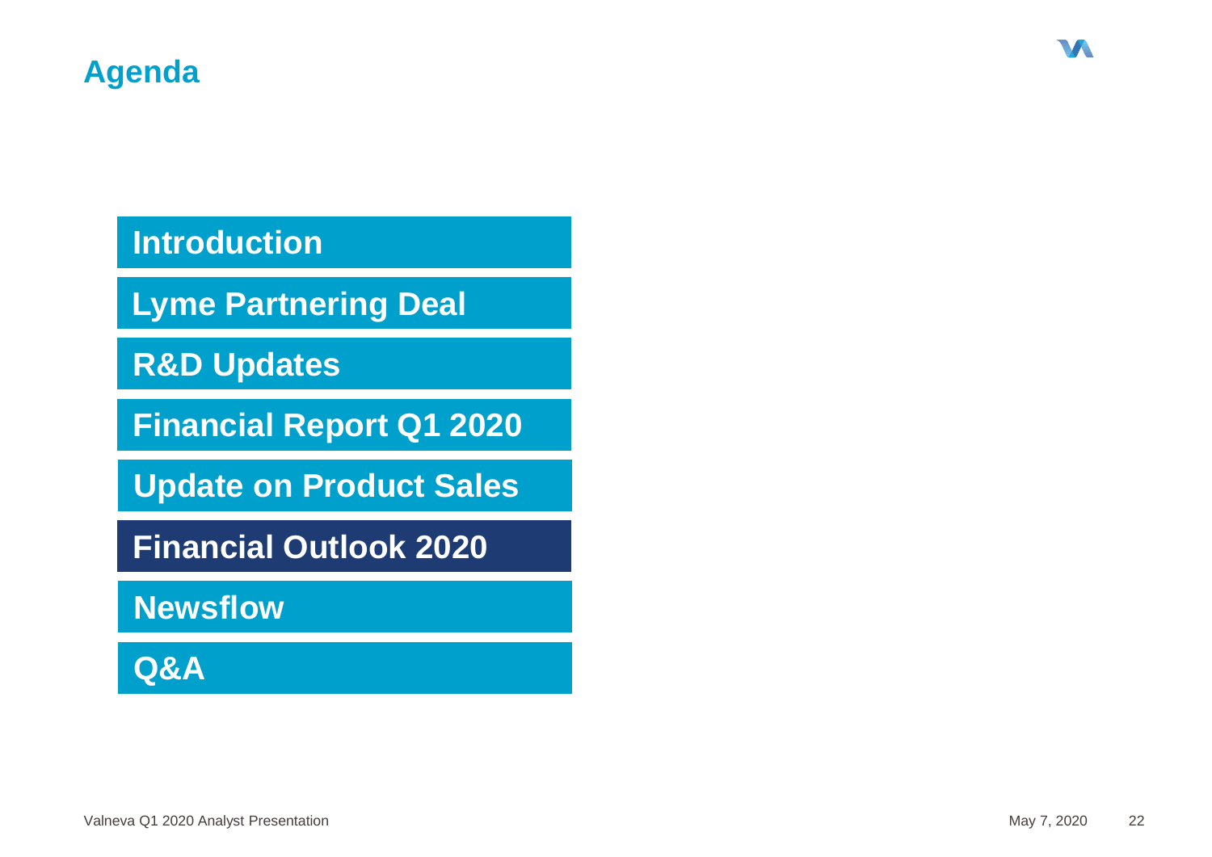# Agenda

- Introduction
- Lyme Partnering Deal
- R&D Updates
- Financial Report Q1 2020
- Update on Product Sales
- **Financial Outlook 2020**
- Newsflow
- Q&A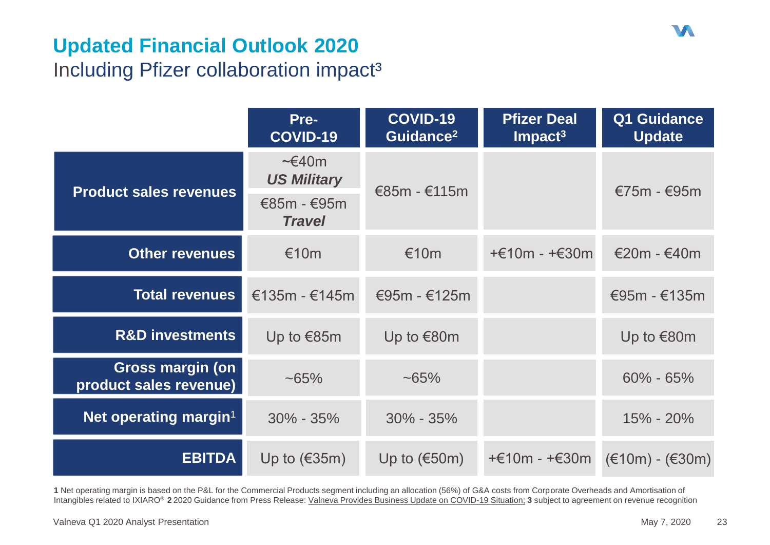# Updated Financial Outlook 2020

Including Pfizer collaboration impact[3]

| | Pre-COVID-19 | COVID-19 Guidance[2] | Pfizer Deal Impact[3] | Q1 Guidance Update |
|---|---|---|---|---|
| **Product sales revenues** | ~€40m ***US Military*** / €85m - €95m ***Travel*** | €85m - €115m | | €75m - €95m |
| **Other revenues** | €10m | €10m | +€10m - +€30m | €20m - €40m |
| **Total revenues** | €135m - €145m | €95m - €125m | | €95m - €135m |
| **R&D investments** | Up to €85m | Up to €80m | | Up to €80m |
| **Gross margin (on product sales revenue)** | ~65% | ~65% | | 60% - 65% |
| **Net operating margin[1]** | 30% - 35% | 30% - 35% | | 15% - 20% |
| **EBITDA** | Up to (€35m) | Up to (€50m) | +€10m - +€30m | (€10m) - (€30m) |

**1** Net operating margin is based on the P&L for the Commercial Products segment including an allocation (56%) of G&A costs from Corporate Overheads and Amortisation of Intangibles related to IXIARO® **2** 2020 Guidance from Press Release: Valneva Provides Business Update on COVID-19 Situation; **3** subject to agreement on revenue recognition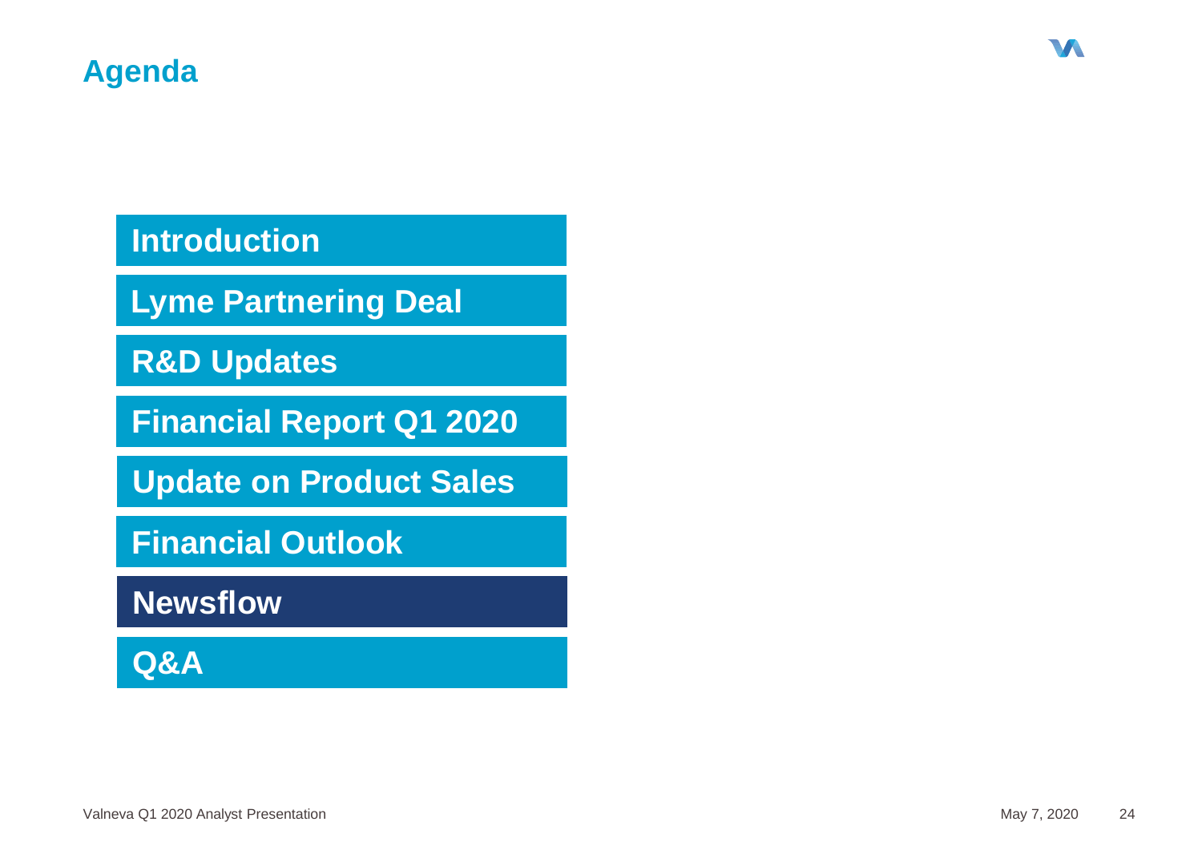# Agenda

- Introduction
- Lyme Partnering Deal
- R&D Updates
- Financial Report Q1 2020
- Update on Product Sales
- Financial Outlook
- **Newsflow**
- Q&A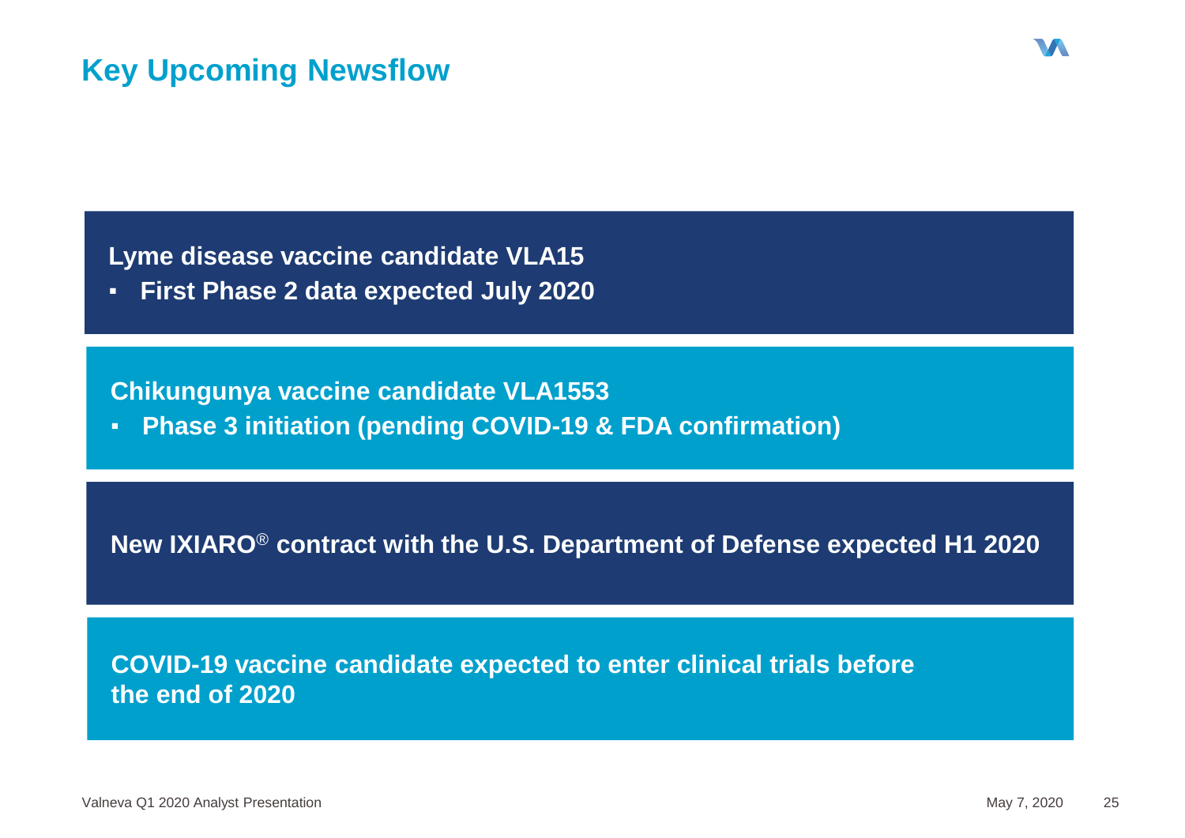# Key Upcoming Newsflow

**Lyme disease vaccine candidate VLA15**

- **First Phase 2 data expected July 2020**

**Chikungunya vaccine candidate VLA1553**

- **Phase 3 initiation (pending COVID-19 & FDA confirmation)**

**New IXIARO® contract with the U.S. Department of Defense expected H1 2020**

**COVID-19 vaccine candidate expected to enter clinical trials before the end of 2020**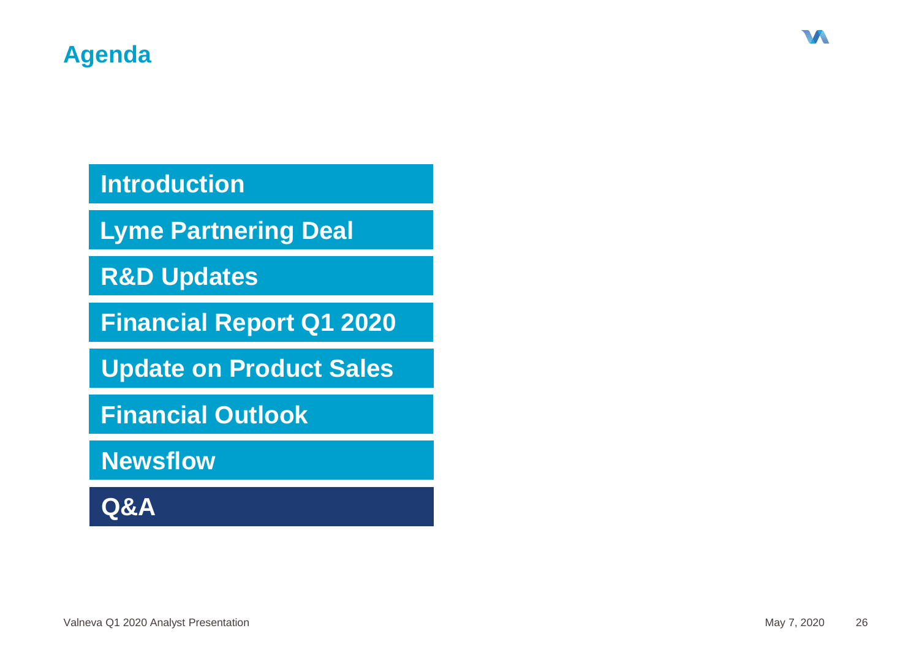# Agenda

- Introduction
- Lyme Partnering Deal
- R&D Updates
- Financial Report Q1 2020
- Update on Product Sales
- Financial Outlook
- Newsflow
- **Q&A**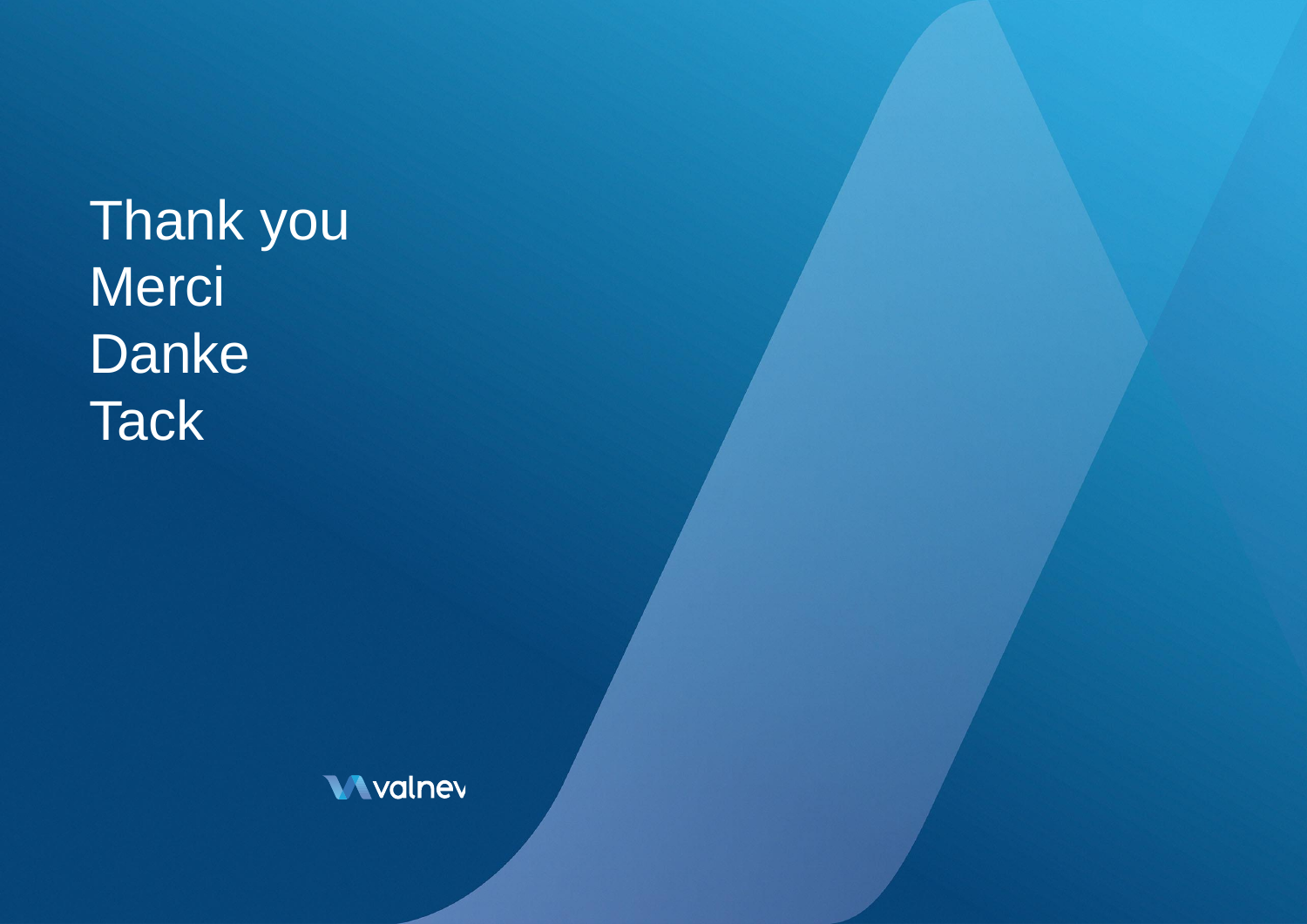Thank you
Merci
Danke
Tack

valneva